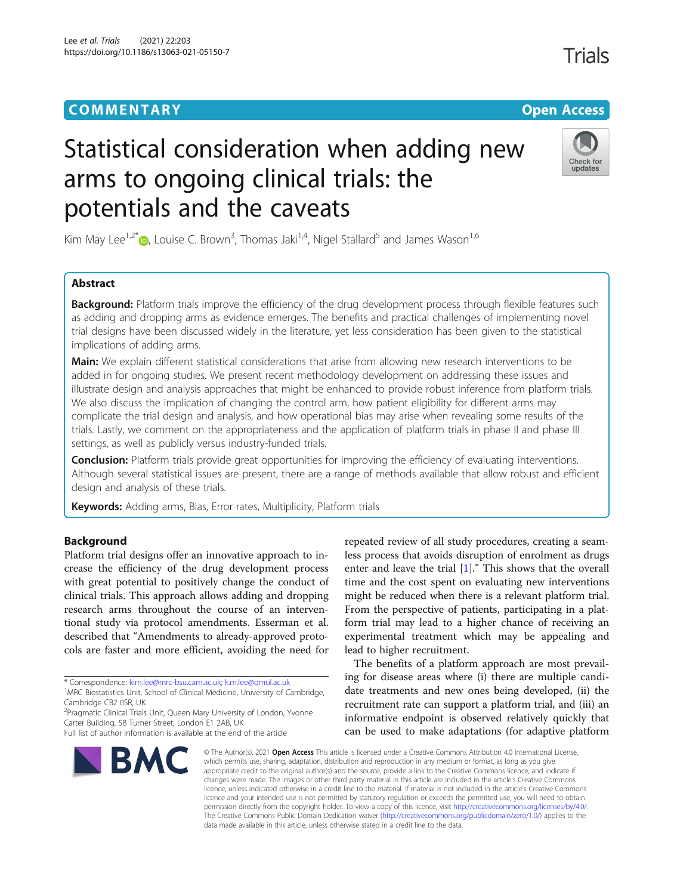COMMENTARY

Open Access

# Statistical consideration when adding new arms to ongoing clinical trials: the potentials and the caveats

Kim May Lee[1,2*], Louise C. Brown[3], Thomas Jaki[1,4], Nigel Stallard[5] and James Wason[1,6]

## Abstract

**Background:** Platform trials improve the efficiency of the drug development process through flexible features such as adding and dropping arms as evidence emerges. The benefits and practical challenges of implementing novel trial designs have been discussed widely in the literature, yet less consideration has been given to the statistical implications of adding arms.

**Main:** We explain different statistical considerations that arise from allowing new research interventions to be added in for ongoing studies. We present recent methodology development on addressing these issues and illustrate design and analysis approaches that might be enhanced to provide robust inference from platform trials. We also discuss the implication of changing the control arm, how patient eligibility for different arms may complicate the trial design and analysis, and how operational bias may arise when revealing some results of the trials. Lastly, we comment on the appropriateness and the application of platform trials in phase II and phase III settings, as well as publicly versus industry-funded trials.

**Conclusion:** Platform trials provide great opportunities for improving the efficiency of evaluating interventions. Although several statistical issues are present, there are a range of methods available that allow robust and efficient design and analysis of these trials.

**Keywords:** Adding arms, Bias, Error rates, Multiplicity, Platform trials

## Background

Platform trial designs offer an innovative approach to increase the efficiency of the drug development process with great potential to positively change the conduct of clinical trials. This approach allows adding and dropping research arms throughout the course of an interventional study via protocol amendments. Esserman et al. described that "Amendments to already-approved protocols are faster and more efficient, avoiding the need for repeated review of all study procedures, creating a seamless process that avoids disruption of enrolment as drugs enter and leave the trial [1]." This shows that the overall time and the cost spent on evaluating new interventions might be reduced when there is a relevant platform trial. From the perspective of patients, participating in a platform trial may lead to a higher chance of receiving an experimental treatment which may be appealing and lead to higher recruitment.

The benefits of a platform approach are most prevailing for disease areas where (i) there are multiple candidate treatments and new ones being developed, (ii) the recruitment rate can support a platform trial, and (iii) an informative endpoint is observed relatively quickly that can be used to make adaptations (for adaptive platform

* Correspondence: kim.lee@mrc-bsu.cam.ac.uk; k.m.lee@qmul.ac.uk
[1]MRC Biostatistics Unit, School of Clinical Medicine, University of Cambridge, Cambridge CB2 0SR, UK
[2]Pragmatic Clinical Trials Unit, Queen Mary University of London, Yvonne Carter Building, 58 Turner Street, London E1 2AB, UK
Full list of author information is available at the end of the article

© The Author(s). 2021 **Open Access** This article is licensed under a Creative Commons Attribution 4.0 International License, which permits use, sharing, adaptation, distribution and reproduction in any medium or format, as long as you give appropriate credit to the original author(s) and the source, provide a link to the Creative Commons licence, and indicate if changes were made. The images or other third party material in this article are included in the article's Creative Commons licence, unless indicated otherwise in a credit line to the material. If material is not included in the article's Creative Commons licence and your intended use is not permitted by statutory regulation or exceeds the permitted use, you will need to obtain permission directly from the copyright holder. To view a copy of this licence, visit http://creativecommons.org/licenses/by/4.0/. The Creative Commons Public Domain Dedication waiver (http://creativecommons.org/publicdomain/zero/1.0/) applies to the data made available in this article, unless otherwise stated in a credit line to the data.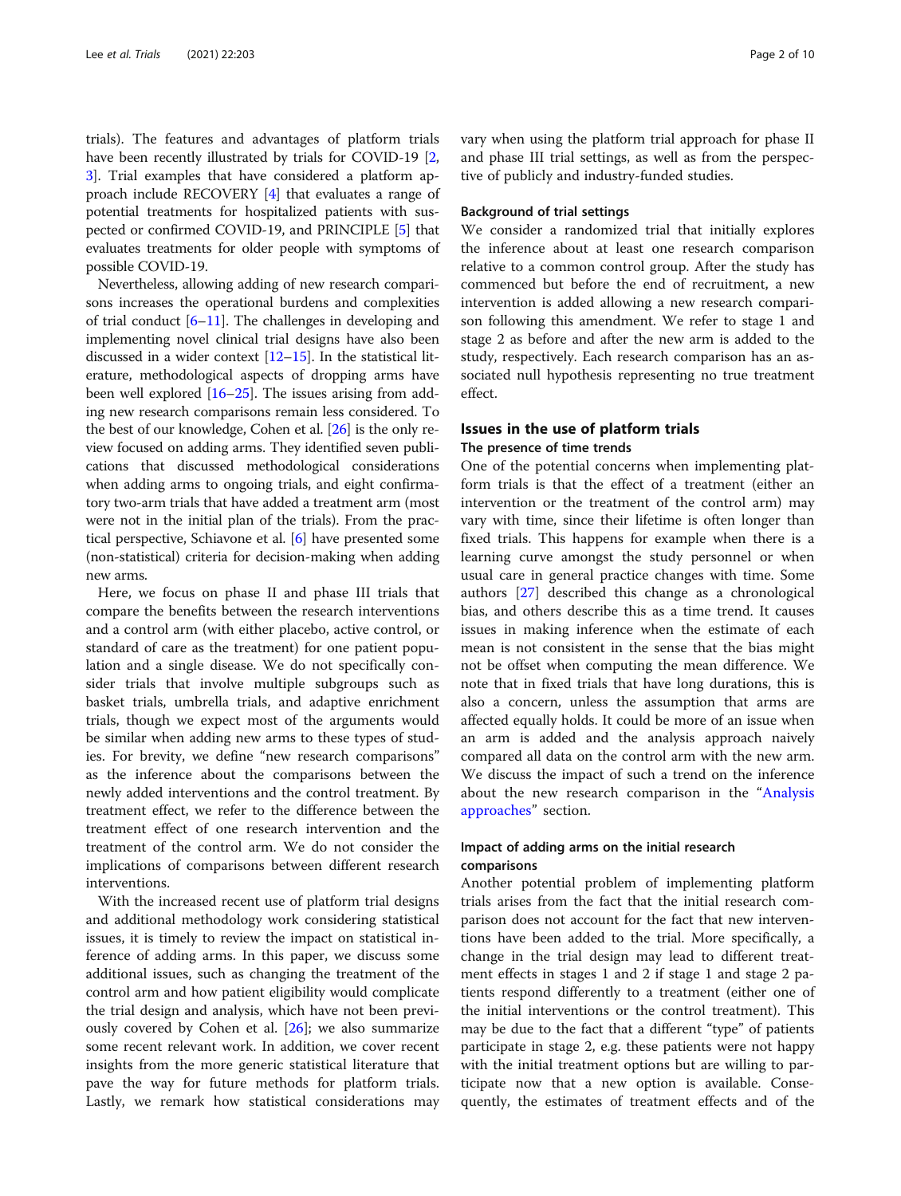trials). The features and advantages of platform trials have been recently illustrated by trials for COVID-19 [2, 3]. Trial examples that have considered a platform approach include RECOVERY [4] that evaluates a range of potential treatments for hospitalized patients with suspected or confirmed COVID-19, and PRINCIPLE [5] that evaluates treatments for older people with symptoms of possible COVID-19.

Nevertheless, allowing adding of new research comparisons increases the operational burdens and complexities of trial conduct [6–11]. The challenges in developing and implementing novel clinical trial designs have also been discussed in a wider context [12–15]. In the statistical literature, methodological aspects of dropping arms have been well explored [16–25]. The issues arising from adding new research comparisons remain less considered. To the best of our knowledge, Cohen et al. [26] is the only review focused on adding arms. They identified seven publications that discussed methodological considerations when adding arms to ongoing trials, and eight confirmatory two-arm trials that have added a treatment arm (most were not in the initial plan of the trials). From the practical perspective, Schiavone et al. [6] have presented some (non-statistical) criteria for decision-making when adding new arms.

Here, we focus on phase II and phase III trials that compare the benefits between the research interventions and a control arm (with either placebo, active control, or standard of care as the treatment) for one patient population and a single disease. We do not specifically consider trials that involve multiple subgroups such as basket trials, umbrella trials, and adaptive enrichment trials, though we expect most of the arguments would be similar when adding new arms to these types of studies. For brevity, we define "new research comparisons" as the inference about the comparisons between the newly added interventions and the control treatment. By treatment effect, we refer to the difference between the treatment effect of one research intervention and the treatment of the control arm. We do not consider the implications of comparisons between different research interventions.

With the increased recent use of platform trial designs and additional methodology work considering statistical issues, it is timely to review the impact on statistical inference of adding arms. In this paper, we discuss some additional issues, such as changing the treatment of the control arm and how patient eligibility would complicate the trial design and analysis, which have not been previously covered by Cohen et al. [26]; we also summarize some recent relevant work. In addition, we cover recent insights from the more generic statistical literature that pave the way for future methods for platform trials. Lastly, we remark how statistical considerations may vary when using the platform trial approach for phase II and phase III trial settings, as well as from the perspective of publicly and industry-funded studies.

### Background of trial settings

We consider a randomized trial that initially explores the inference about at least one research comparison relative to a common control group. After the study has commenced but before the end of recruitment, a new intervention is added allowing a new research comparison following this amendment. We refer to stage 1 and stage 2 as before and after the new arm is added to the study, respectively. Each research comparison has an associated null hypothesis representing no true treatment effect.

## Issues in the use of platform trials

### The presence of time trends

One of the potential concerns when implementing platform trials is that the effect of a treatment (either an intervention or the treatment of the control arm) may vary with time, since their lifetime is often longer than fixed trials. This happens for example when there is a learning curve amongst the study personnel or when usual care in general practice changes with time. Some authors [27] described this change as a chronological bias, and others describe this as a time trend. It causes issues in making inference when the estimate of each mean is not consistent in the sense that the bias might not be offset when computing the mean difference. We note that in fixed trials that have long durations, this is also a concern, unless the assumption that arms are affected equally holds. It could be more of an issue when an arm is added and the analysis approach naively compared all data on the control arm with the new arm. We discuss the impact of such a trend on the inference about the new research comparison in the "Analysis approaches" section.

### Impact of adding arms on the initial research comparisons

Another potential problem of implementing platform trials arises from the fact that the initial research comparison does not account for the fact that new interventions have been added to the trial. More specifically, a change in the trial design may lead to different treatment effects in stages 1 and 2 if stage 1 and stage 2 patients respond differently to a treatment (either one of the initial interventions or the control treatment). This may be due to the fact that a different "type" of patients participate in stage 2, e.g. these patients were not happy with the initial treatment options but are willing to participate now that a new option is available. Consequently, the estimates of treatment effects and of the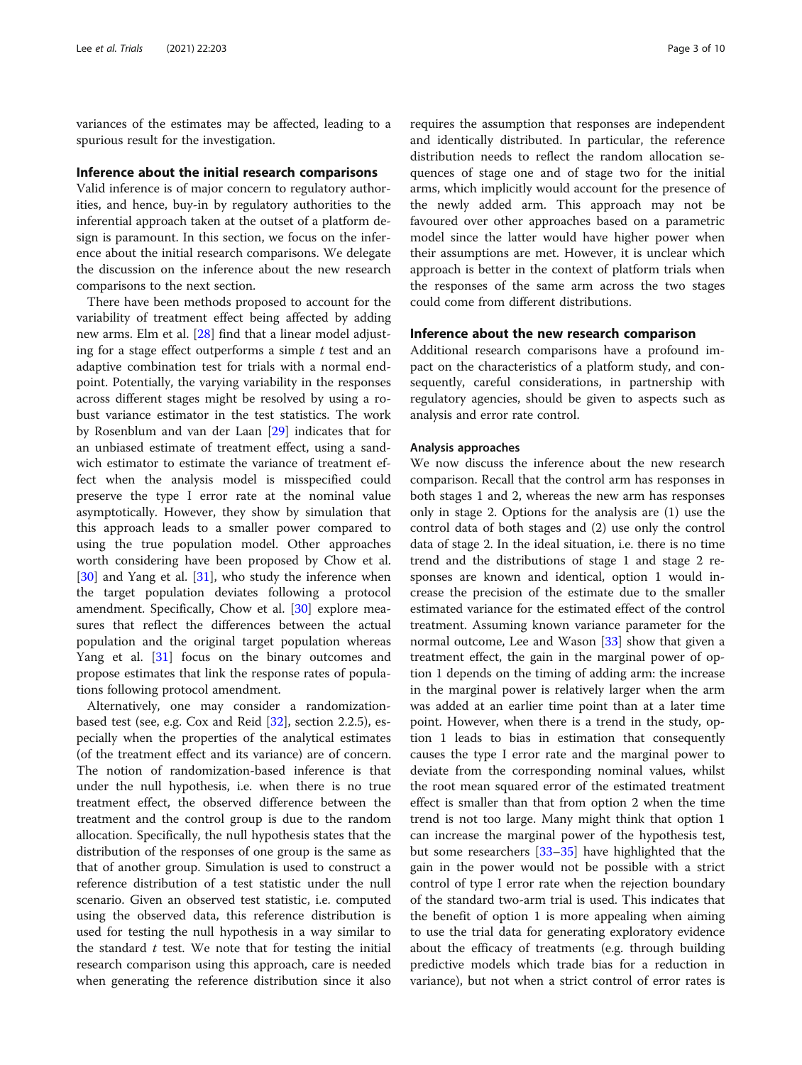variances of the estimates may be affected, leading to a spurious result for the investigation.

## Inference about the initial research comparisons

Valid inference is of major concern to regulatory authorities, and hence, buy-in by regulatory authorities to the inferential approach taken at the outset of a platform design is paramount. In this section, we focus on the inference about the initial research comparisons. We delegate the discussion on the inference about the new research comparisons to the next section.

There have been methods proposed to account for the variability of treatment effect being affected by adding new arms. Elm et al. [28] find that a linear model adjusting for a stage effect outperforms a simple $t$ test and an adaptive combination test for trials with a normal endpoint. Potentially, the varying variability in the responses across different stages might be resolved by using a robust variance estimator in the test statistics. The work by Rosenblum and van der Laan [29] indicates that for an unbiased estimate of treatment effect, using a sandwich estimator to estimate the variance of treatment effect when the analysis model is misspecified could preserve the type I error rate at the nominal value asymptotically. However, they show by simulation that this approach leads to a smaller power compared to using the true population model. Other approaches worth considering have been proposed by Chow et al. [30] and Yang et al. [31], who study the inference when the target population deviates following a protocol amendment. Specifically, Chow et al. [30] explore measures that reflect the differences between the actual population and the original target population whereas Yang et al. [31] focus on the binary outcomes and propose estimates that link the response rates of populations following protocol amendment.

Alternatively, one may consider a randomization-based test (see, e.g. Cox and Reid [32], section 2.2.5), especially when the properties of the analytical estimates (of the treatment effect and its variance) are of concern. The notion of randomization-based inference is that under the null hypothesis, i.e. when there is no true treatment effect, the observed difference between the treatment and the control group is due to the random allocation. Specifically, the null hypothesis states that the distribution of the responses of one group is the same as that of another group. Simulation is used to construct a reference distribution of a test statistic under the null scenario. Given an observed test statistic, i.e. computed using the observed data, this reference distribution is used for testing the null hypothesis in a way similar to the standard $t$ test. We note that for testing the initial research comparison using this approach, care is needed when generating the reference distribution since it also requires the assumption that responses are independent and identically distributed. In particular, the reference distribution needs to reflect the random allocation sequences of stage one and of stage two for the initial arms, which implicitly would account for the presence of the newly added arm. This approach may not be favoured over other approaches based on a parametric model since the latter would have higher power when their assumptions are met. However, it is unclear which approach is better in the context of platform trials when the responses of the same arm across the two stages could come from different distributions.

## Inference about the new research comparison

Additional research comparisons have a profound impact on the characteristics of a platform study, and consequently, careful considerations, in partnership with regulatory agencies, should be given to aspects such as analysis and error rate control.

### Analysis approaches

We now discuss the inference about the new research comparison. Recall that the control arm has responses in both stages 1 and 2, whereas the new arm has responses only in stage 2. Options for the analysis are (1) use the control data of both stages and (2) use only the control data of stage 2. In the ideal situation, i.e. there is no time trend and the distributions of stage 1 and stage 2 responses are known and identical, option 1 would increase the precision of the estimate due to the smaller estimated variance for the estimated effect of the control treatment. Assuming known variance parameter for the normal outcome, Lee and Wason [33] show that given a treatment effect, the gain in the marginal power of option 1 depends on the timing of adding arm: the increase in the marginal power is relatively larger when the arm was added at an earlier time point than at a later time point. However, when there is a trend in the study, option 1 leads to bias in estimation that consequently causes the type I error rate and the marginal power to deviate from the corresponding nominal values, whilst the root mean squared error of the estimated treatment effect is smaller than that from option 2 when the time trend is not too large. Many might think that option 1 can increase the marginal power of the hypothesis test, but some researchers [33–35] have highlighted that the gain in the power would not be possible with a strict control of type I error rate when the rejection boundary of the standard two-arm trial is used. This indicates that the benefit of option 1 is more appealing when aiming to use the trial data for generating exploratory evidence about the efficacy of treatments (e.g. through building predictive models which trade bias for a reduction in variance), but not when a strict control of error rates is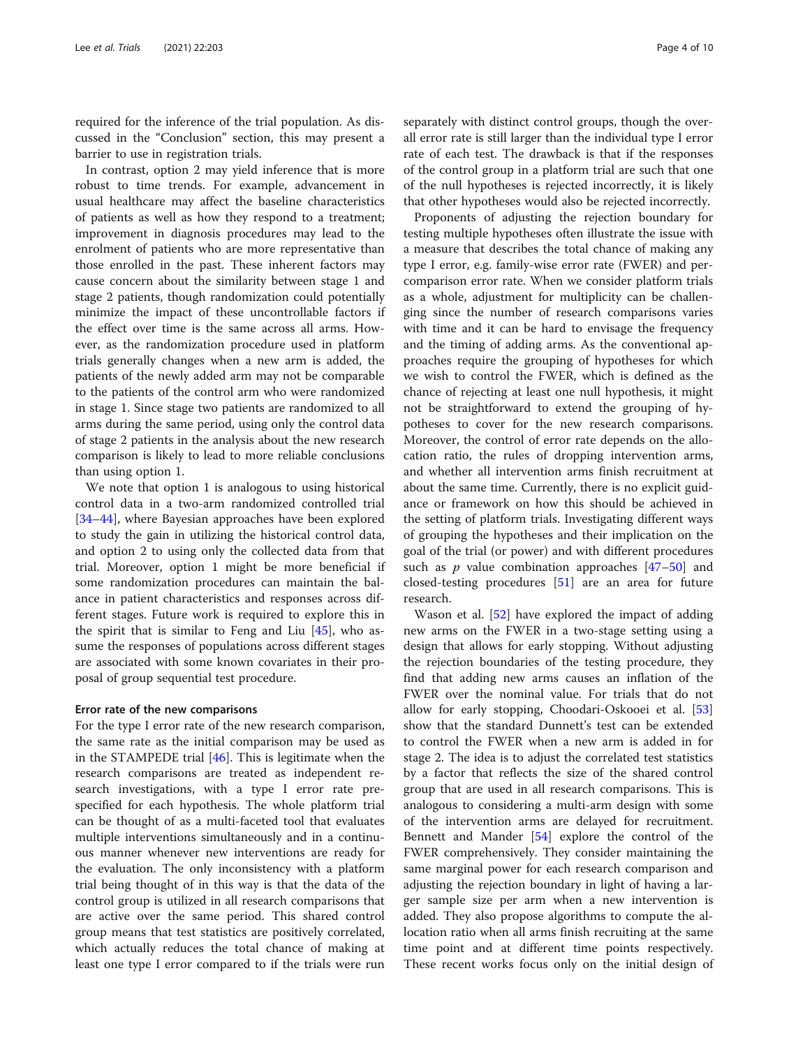required for the inference of the trial population. As discussed in the "Conclusion" section, this may present a barrier to use in registration trials.

In contrast, option 2 may yield inference that is more robust to time trends. For example, advancement in usual healthcare may affect the baseline characteristics of patients as well as how they respond to a treatment; improvement in diagnosis procedures may lead to the enrolment of patients who are more representative than those enrolled in the past. These inherent factors may cause concern about the similarity between stage 1 and stage 2 patients, though randomization could potentially minimize the impact of these uncontrollable factors if the effect over time is the same across all arms. However, as the randomization procedure used in platform trials generally changes when a new arm is added, the patients of the newly added arm may not be comparable to the patients of the control arm who were randomized in stage 1. Since stage two patients are randomized to all arms during the same period, using only the control data of stage 2 patients in the analysis about the new research comparison is likely to lead to more reliable conclusions than using option 1.

We note that option 1 is analogous to using historical control data in a two-arm randomized controlled trial [34–44], where Bayesian approaches have been explored to study the gain in utilizing the historical control data, and option 2 to using only the collected data from that trial. Moreover, option 1 might be more beneficial if some randomization procedures can maintain the balance in patient characteristics and responses across different stages. Future work is required to explore this in the spirit that is similar to Feng and Liu [45], who assume the responses of populations across different stages are associated with some known covariates in their proposal of group sequential test procedure.

### Error rate of the new comparisons

For the type I error rate of the new research comparison, the same rate as the initial comparison may be used as in the STAMPEDE trial [46]. This is legitimate when the research comparisons are treated as independent research investigations, with a type I error rate prespecified for each hypothesis. The whole platform trial can be thought of as a multi-faceted tool that evaluates multiple interventions simultaneously and in a continuous manner whenever new interventions are ready for the evaluation. The only inconsistency with a platform trial being thought of in this way is that the data of the control group is utilized in all research comparisons that are active over the same period. This shared control group means that test statistics are positively correlated, which actually reduces the total chance of making at least one type I error compared to if the trials were run separately with distinct control groups, though the overall error rate is still larger than the individual type I error rate of each test. The drawback is that if the responses of the control group in a platform trial are such that one of the null hypotheses is rejected incorrectly, it is likely that other hypotheses would also be rejected incorrectly.

Proponents of adjusting the rejection boundary for testing multiple hypotheses often illustrate the issue with a measure that describes the total chance of making any type I error, e.g. family-wise error rate (FWER) and per-comparison error rate. When we consider platform trials as a whole, adjustment for multiplicity can be challenging since the number of research comparisons varies with time and it can be hard to envisage the frequency and the timing of adding arms. As the conventional approaches require the grouping of hypotheses for which we wish to control the FWER, which is defined as the chance of rejecting at least one null hypothesis, it might not be straightforward to extend the grouping of hypotheses to cover for the new research comparisons. Moreover, the control of error rate depends on the allocation ratio, the rules of dropping intervention arms, and whether all intervention arms finish recruitment at about the same time. Currently, there is no explicit guidance or framework on how this should be achieved in the setting of platform trials. Investigating different ways of grouping the hypotheses and their implication on the goal of the trial (or power) and with different procedures such as $p$ value combination approaches [47–50] and closed-testing procedures [51] are an area for future research.

Wason et al. [52] have explored the impact of adding new arms on the FWER in a two-stage setting using a design that allows for early stopping. Without adjusting the rejection boundaries of the testing procedure, they find that adding new arms causes an inflation of the FWER over the nominal value. For trials that do not allow for early stopping, Choodari-Oskooei et al. [53] show that the standard Dunnett's test can be extended to control the FWER when a new arm is added in for stage 2. The idea is to adjust the correlated test statistics by a factor that reflects the size of the shared control group that are used in all research comparisons. This is analogous to considering a multi-arm design with some of the intervention arms are delayed for recruitment. Bennett and Mander [54] explore the control of the FWER comprehensively. They consider maintaining the same marginal power for each research comparison and adjusting the rejection boundary in light of having a larger sample size per arm when a new intervention is added. They also propose algorithms to compute the allocation ratio when all arms finish recruiting at the same time point and at different time points respectively. These recent works focus only on the initial design of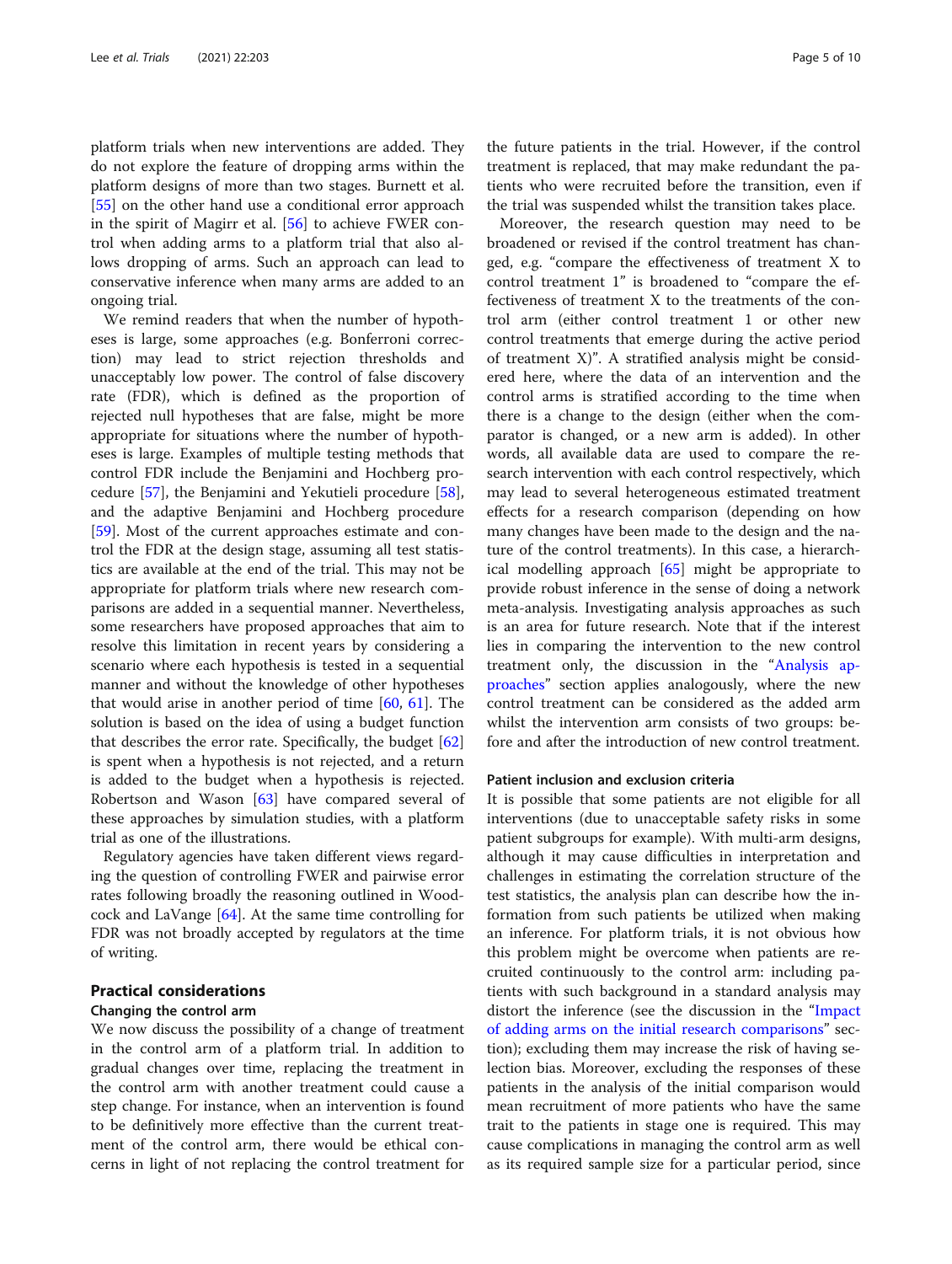platform trials when new interventions are added. They do not explore the feature of dropping arms within the platform designs of more than two stages. Burnett et al. [55] on the other hand use a conditional error approach in the spirit of Magirr et al. [56] to achieve FWER control when adding arms to a platform trial that also allows dropping of arms. Such an approach can lead to conservative inference when many arms are added to an ongoing trial.

We remind readers that when the number of hypotheses is large, some approaches (e.g. Bonferroni correction) may lead to strict rejection thresholds and unacceptably low power. The control of false discovery rate (FDR), which is defined as the proportion of rejected null hypotheses that are false, might be more appropriate for situations where the number of hypotheses is large. Examples of multiple testing methods that control FDR include the Benjamini and Hochberg procedure [57], the Benjamini and Yekutieli procedure [58], and the adaptive Benjamini and Hochberg procedure [59]. Most of the current approaches estimate and control the FDR at the design stage, assuming all test statistics are available at the end of the trial. This may not be appropriate for platform trials where new research comparisons are added in a sequential manner. Nevertheless, some researchers have proposed approaches that aim to resolve this limitation in recent years by considering a scenario where each hypothesis is tested in a sequential manner and without the knowledge of other hypotheses that would arise in another period of time [60, 61]. The solution is based on the idea of using a budget function that describes the error rate. Specifically, the budget [62] is spent when a hypothesis is not rejected, and a return is added to the budget when a hypothesis is rejected. Robertson and Wason [63] have compared several of these approaches by simulation studies, with a platform trial as one of the illustrations.

Regulatory agencies have taken different views regarding the question of controlling FWER and pairwise error rates following broadly the reasoning outlined in Woodcock and LaVange [64]. At the same time controlling for FDR was not broadly accepted by regulators at the time of writing.

## Practical considerations

### Changing the control arm

We now discuss the possibility of a change of treatment in the control arm of a platform trial. In addition to gradual changes over time, replacing the treatment in the control arm with another treatment could cause a step change. For instance, when an intervention is found to be definitively more effective than the current treatment of the control arm, there would be ethical concerns in light of not replacing the control treatment for the future patients in the trial. However, if the control treatment is replaced, that may make redundant the patients who were recruited before the transition, even if the trial was suspended whilst the transition takes place.

Moreover, the research question may need to be broadened or revised if the control treatment has changed, e.g. "compare the effectiveness of treatment X to control treatment 1" is broadened to "compare the effectiveness of treatment X to the treatments of the control arm (either control treatment 1 or other new control treatments that emerge during the active period of treatment X)". A stratified analysis might be considered here, where the data of an intervention and the control arms is stratified according to the time when there is a change to the design (either when the comparator is changed, or a new arm is added). In other words, all available data are used to compare the research intervention with each control respectively, which may lead to several heterogeneous estimated treatment effects for a research comparison (depending on how many changes have been made to the design and the nature of the control treatments). In this case, a hierarchical modelling approach [65] might be appropriate to provide robust inference in the sense of doing a network meta-analysis. Investigating analysis approaches as such is an area for future research. Note that if the interest lies in comparing the intervention to the new control treatment only, the discussion in the "Analysis approaches" section applies analogously, where the new control treatment can be considered as the added arm whilst the intervention arm consists of two groups: before and after the introduction of new control treatment.

### Patient inclusion and exclusion criteria

It is possible that some patients are not eligible for all interventions (due to unacceptable safety risks in some patient subgroups for example). With multi-arm designs, although it may cause difficulties in interpretation and challenges in estimating the correlation structure of the test statistics, the analysis plan can describe how the information from such patients be utilized when making an inference. For platform trials, it is not obvious how this problem might be overcome when patients are recruited continuously to the control arm: including patients with such background in a standard analysis may distort the inference (see the discussion in the "Impact of adding arms on the initial research comparisons" section); excluding them may increase the risk of having selection bias. Moreover, excluding the responses of these patients in the analysis of the initial comparison would mean recruitment of more patients who have the same trait to the patients in stage one is required. This may cause complications in managing the control arm as well as its required sample size for a particular period, since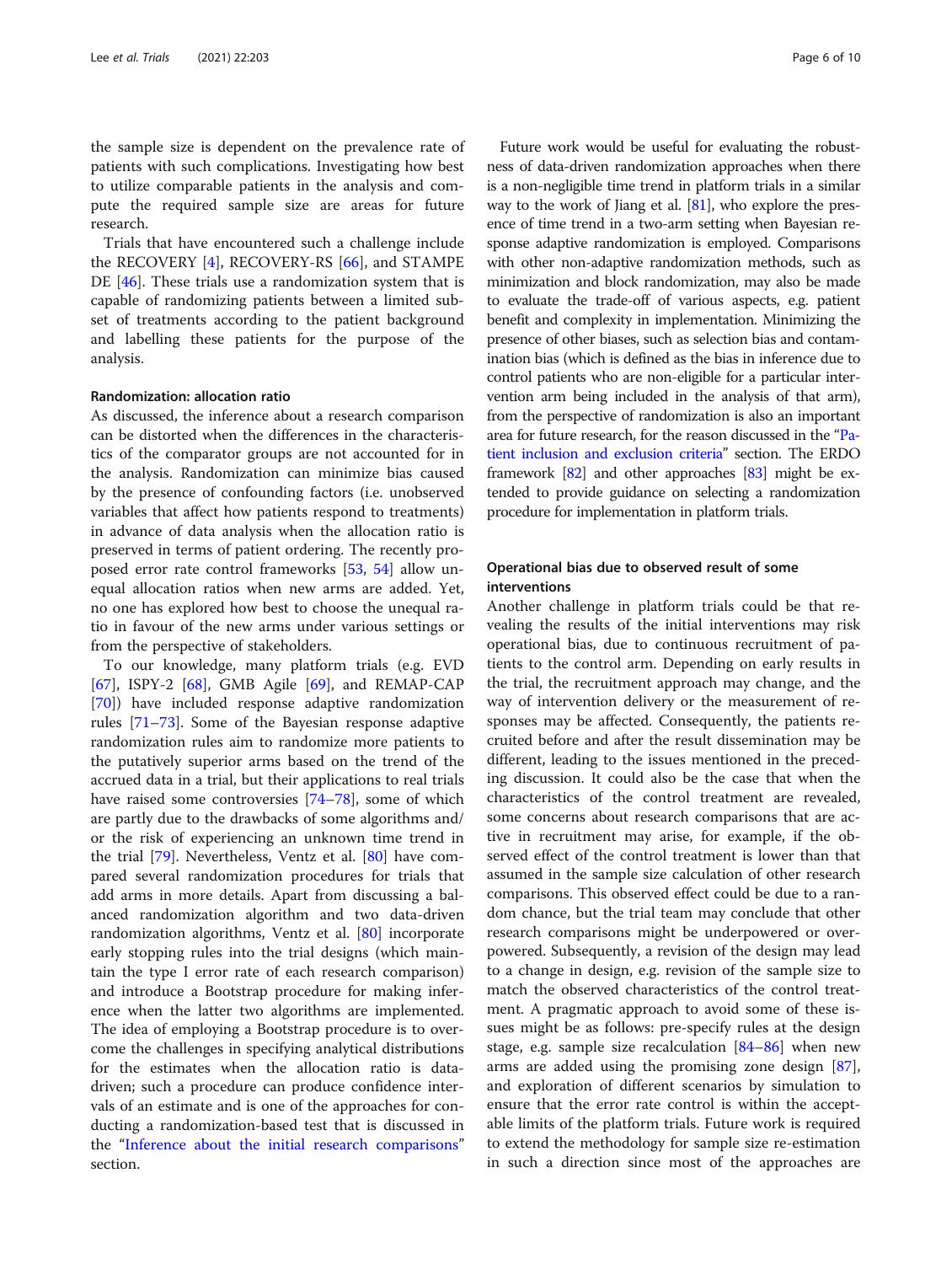the sample size is dependent on the prevalence rate of patients with such complications. Investigating how best to utilize comparable patients in the analysis and compute the required sample size are areas for future research.

Trials that have encountered such a challenge include the RECOVERY [4], RECOVERY-RS [66], and STAMPEDE [46]. These trials use a randomization system that is capable of randomizing patients between a limited subset of treatments according to the patient background and labelling these patients for the purpose of the analysis.

#### Randomization: allocation ratio

As discussed, the inference about a research comparison can be distorted when the differences in the characteristics of the comparator groups are not accounted for in the analysis. Randomization can minimize bias caused by the presence of confounding factors (i.e. unobserved variables that affect how patients respond to treatments) in advance of data analysis when the allocation ratio is preserved in terms of patient ordering. The recently proposed error rate control frameworks [53, 54] allow unequal allocation ratios when new arms are added. Yet, no one has explored how best to choose the unequal ratio in favour of the new arms under various settings or from the perspective of stakeholders.

To our knowledge, many platform trials (e.g. EVD [67], ISPY-2 [68], GMB Agile [69], and REMAP-CAP [70]) have included response adaptive randomization rules [71–73]. Some of the Bayesian response adaptive randomization rules aim to randomize more patients to the putatively superior arms based on the trend of the accrued data in a trial, but their applications to real trials have raised some controversies [74–78], some of which are partly due to the drawbacks of some algorithms and/or the risk of experiencing an unknown time trend in the trial [79]. Nevertheless, Ventz et al. [80] have compared several randomization procedures for trials that add arms in more details. Apart from discussing a balanced randomization algorithm and two data-driven randomization algorithms, Ventz et al. [80] incorporate early stopping rules into the trial designs (which maintain the type I error rate of each research comparison) and introduce a Bootstrap procedure for making inference when the latter two algorithms are implemented. The idea of employing a Bootstrap procedure is to overcome the challenges in specifying analytical distributions for the estimates when the allocation ratio is data-driven; such a procedure can produce confidence intervals of an estimate and is one of the approaches for conducting a randomization-based test that is discussed in the "Inference about the initial research comparisons" section.

Future work would be useful for evaluating the robustness of data-driven randomization approaches when there is a non-negligible time trend in platform trials in a similar way to the work of Jiang et al. [81], who explore the presence of time trend in a two-arm setting when Bayesian response adaptive randomization is employed. Comparisons with other non-adaptive randomization methods, such as minimization and block randomization, may also be made to evaluate the trade-off of various aspects, e.g. patient benefit and complexity in implementation. Minimizing the presence of other biases, such as selection bias and contamination bias (which is defined as the bias in inference due to control patients who are non-eligible for a particular intervention arm being included in the analysis of that arm), from the perspective of randomization is also an important area for future research, for the reason discussed in the "Patient inclusion and exclusion criteria" section. The ERDO framework [82] and other approaches [83] might be extended to provide guidance on selecting a randomization procedure for implementation in platform trials.

#### Operational bias due to observed result of some interventions

Another challenge in platform trials could be that revealing the results of the initial interventions may risk operational bias, due to continuous recruitment of patients to the control arm. Depending on early results in the trial, the recruitment approach may change, and the way of intervention delivery or the measurement of responses may be affected. Consequently, the patients recruited before and after the result dissemination may be different, leading to the issues mentioned in the preceding discussion. It could also be the case that when the characteristics of the control treatment are revealed, some concerns about research comparisons that are active in recruitment may arise, for example, if the observed effect of the control treatment is lower than that assumed in the sample size calculation of other research comparisons. This observed effect could be due to a random chance, but the trial team may conclude that other research comparisons might be underpowered or overpowered. Subsequently, a revision of the design may lead to a change in design, e.g. revision of the sample size to match the observed characteristics of the control treatment. A pragmatic approach to avoid some of these issues might be as follows: pre-specify rules at the design stage, e.g. sample size recalculation [84–86] when new arms are added using the promising zone design [87], and exploration of different scenarios by simulation to ensure that the error rate control is within the acceptable limits of the platform trials. Future work is required to extend the methodology for sample size re-estimation in such a direction since most of the approaches are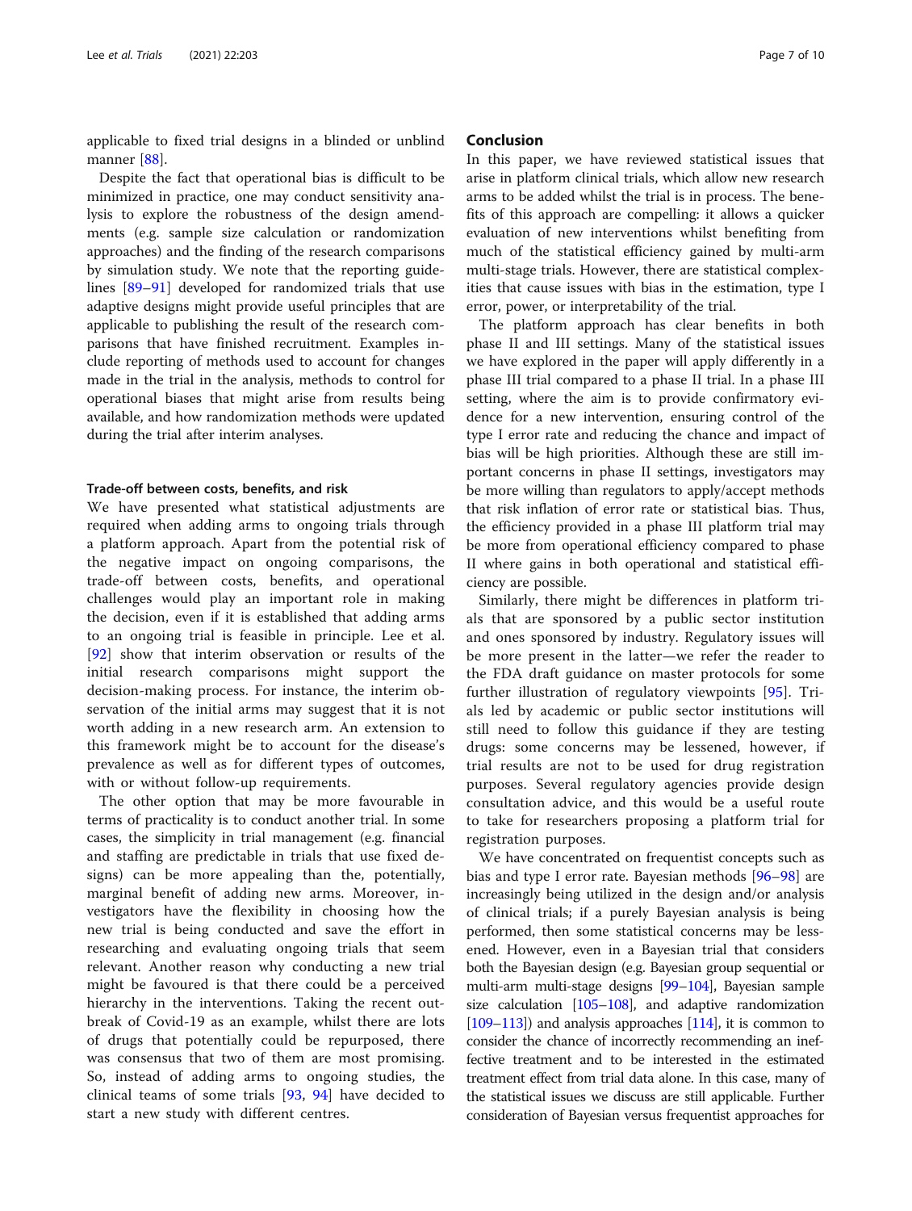applicable to fixed trial designs in a blinded or unblind manner [88].

Despite the fact that operational bias is difficult to be minimized in practice, one may conduct sensitivity analysis to explore the robustness of the design amendments (e.g. sample size calculation or randomization approaches) and the finding of the research comparisons by simulation study. We note that the reporting guidelines [89–91] developed for randomized trials that use adaptive designs might provide useful principles that are applicable to publishing the result of the research comparisons that have finished recruitment. Examples include reporting of methods used to account for changes made in the trial in the analysis, methods to control for operational biases that might arise from results being available, and how randomization methods were updated during the trial after interim analyses.

### Trade-off between costs, benefits, and risk

We have presented what statistical adjustments are required when adding arms to ongoing trials through a platform approach. Apart from the potential risk of the negative impact on ongoing comparisons, the trade-off between costs, benefits, and operational challenges would play an important role in making the decision, even if it is established that adding arms to an ongoing trial is feasible in principle. Lee et al. [92] show that interim observation or results of the initial research comparisons might support the decision-making process. For instance, the interim observation of the initial arms may suggest that it is not worth adding in a new research arm. An extension to this framework might be to account for the disease's prevalence as well as for different types of outcomes, with or without follow-up requirements.

The other option that may be more favourable in terms of practicality is to conduct another trial. In some cases, the simplicity in trial management (e.g. financial and staffing are predictable in trials that use fixed designs) can be more appealing than the, potentially, marginal benefit of adding new arms. Moreover, investigators have the flexibility in choosing how the new trial is being conducted and save the effort in researching and evaluating ongoing trials that seem relevant. Another reason why conducting a new trial might be favoured is that there could be a perceived hierarchy in the interventions. Taking the recent outbreak of Covid-19 as an example, whilst there are lots of drugs that potentially could be repurposed, there was consensus that two of them are most promising. So, instead of adding arms to ongoing studies, the clinical teams of some trials [93, 94] have decided to start a new study with different centres.

## Conclusion

In this paper, we have reviewed statistical issues that arise in platform clinical trials, which allow new research arms to be added whilst the trial is in process. The benefits of this approach are compelling: it allows a quicker evaluation of new interventions whilst benefiting from much of the statistical efficiency gained by multi-arm multi-stage trials. However, there are statistical complexities that cause issues with bias in the estimation, type I error, power, or interpretability of the trial.

The platform approach has clear benefits in both phase II and III settings. Many of the statistical issues we have explored in the paper will apply differently in a phase III trial compared to a phase II trial. In a phase III setting, where the aim is to provide confirmatory evidence for a new intervention, ensuring control of the type I error rate and reducing the chance and impact of bias will be high priorities. Although these are still important concerns in phase II settings, investigators may be more willing than regulators to apply/accept methods that risk inflation of error rate or statistical bias. Thus, the efficiency provided in a phase III platform trial may be more from operational efficiency compared to phase II where gains in both operational and statistical efficiency are possible.

Similarly, there might be differences in platform trials that are sponsored by a public sector institution and ones sponsored by industry. Regulatory issues will be more present in the latter—we refer the reader to the FDA draft guidance on master protocols for some further illustration of regulatory viewpoints [95]. Trials led by academic or public sector institutions will still need to follow this guidance if they are testing drugs: some concerns may be lessened, however, if trial results are not to be used for drug registration purposes. Several regulatory agencies provide design consultation advice, and this would be a useful route to take for researchers proposing a platform trial for registration purposes.

We have concentrated on frequentist concepts such as bias and type I error rate. Bayesian methods [96–98] are increasingly being utilized in the design and/or analysis of clinical trials; if a purely Bayesian analysis is being performed, then some statistical concerns may be lessened. However, even in a Bayesian trial that considers both the Bayesian design (e.g. Bayesian group sequential or multi-arm multi-stage designs [99–104], Bayesian sample size calculation [105–108], and adaptive randomization [109–113]) and analysis approaches [114], it is common to consider the chance of incorrectly recommending an ineffective treatment and to be interested in the estimated treatment effect from trial data alone. In this case, many of the statistical issues we discuss are still applicable. Further consideration of Bayesian versus frequentist approaches for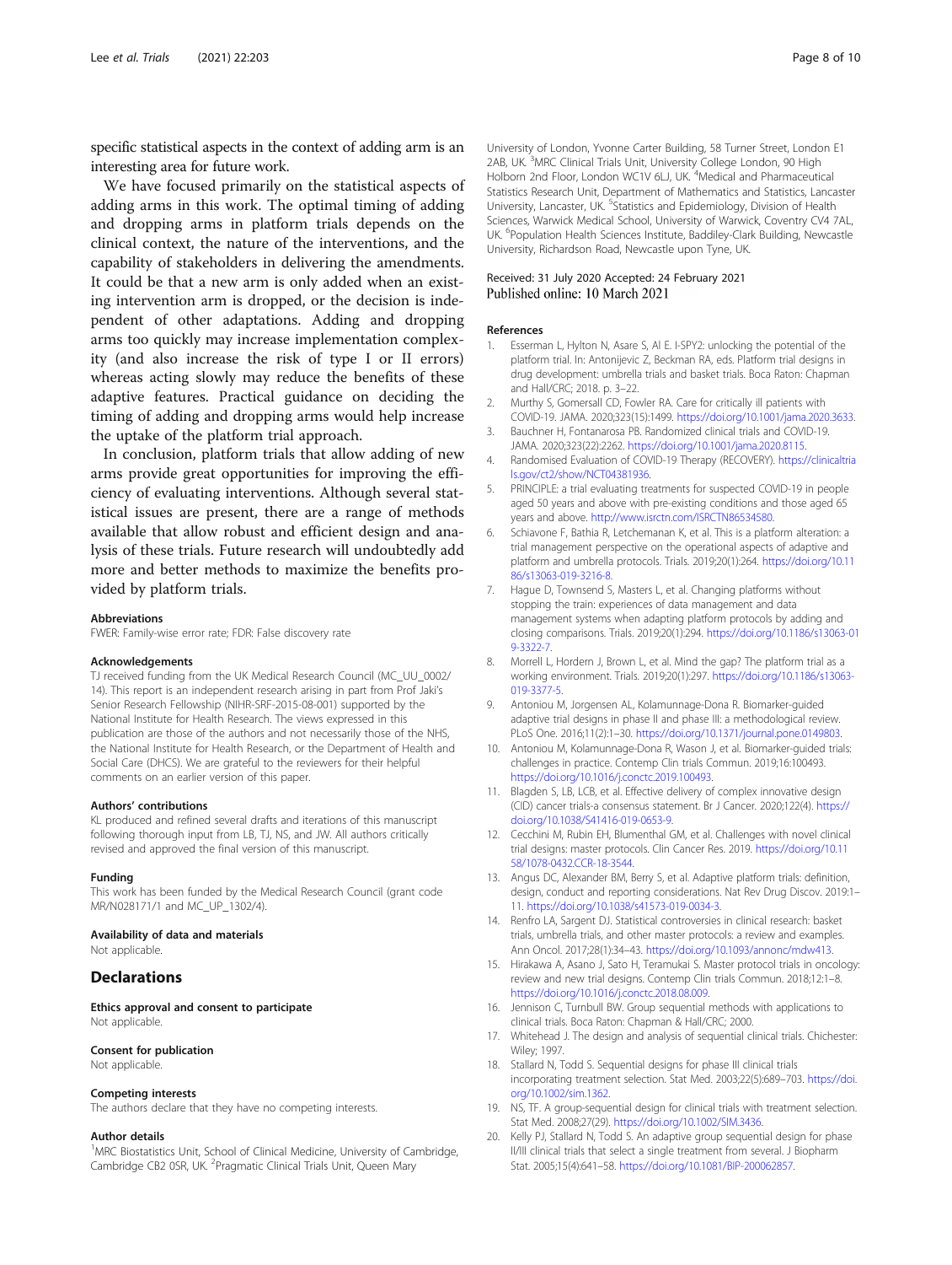specific statistical aspects in the context of adding arm is an interesting area for future work.

We have focused primarily on the statistical aspects of adding arms in this work. The optimal timing of adding and dropping arms in platform trials depends on the clinical context, the nature of the interventions, and the capability of stakeholders in delivering the amendments. It could be that a new arm is only added when an existing intervention arm is dropped, or the decision is independent of other adaptations. Adding and dropping arms too quickly may increase implementation complexity (and also increase the risk of type I or II errors) whereas acting slowly may reduce the benefits of these adaptive features. Practical guidance on deciding the timing of adding and dropping arms would help increase the uptake of the platform trial approach.

In conclusion, platform trials that allow adding of new arms provide great opportunities for improving the efficiency of evaluating interventions. Although several statistical issues are present, there are a range of methods available that allow robust and efficient design and analysis of these trials. Future research will undoubtedly add more and better methods to maximize the benefits provided by platform trials.

#### Abbreviations

FWER: Family-wise error rate; FDR: False discovery rate

#### Acknowledgements

TJ received funding from the UK Medical Research Council (MC_UU_0002/14). This report is an independent research arising in part from Prof Jaki's Senior Research Fellowship (NIHR-SRF-2015-08-001) supported by the National Institute for Health Research. The views expressed in this publication are those of the authors and not necessarily those of the NHS, the National Institute for Health Research, or the Department of Health and Social Care (DHCS). We are grateful to the reviewers for their helpful comments on an earlier version of this paper.

#### Authors' contributions

KL produced and refined several drafts and iterations of this manuscript following thorough input from LB, TJ, NS, and JW. All authors critically revised and approved the final version of this manuscript.

#### Funding

This work has been funded by the Medical Research Council (grant code MR/N028171/1 and MC_UP_1302/4).

#### Availability of data and materials

Not applicable.

## Declarations

#### Ethics approval and consent to participate

Not applicable.

#### Consent for publication

Not applicable.

#### Competing interests

The authors declare that they have no competing interests.

#### Author details

[1]MRC Biostatistics Unit, School of Clinical Medicine, University of Cambridge, Cambridge CB2 0SR, UK. [2]Pragmatic Clinical Trials Unit, Queen Mary University of London, Yvonne Carter Building, 58 Turner Street, London E1 2AB, UK. [3]MRC Clinical Trials Unit, University College London, 90 High Holborn 2nd Floor, London WC1V 6LJ, UK. [4]Medical and Pharmaceutical Statistics Research Unit, Department of Mathematics and Statistics, Lancaster University, Lancaster, UK. [5]Statistics and Epidemiology, Division of Health Sciences, Warwick Medical School, University of Warwick, Coventry CV4 7AL, UK. [6]Population Health Sciences Institute, Baddiley-Clark Building, Newcastle University, Richardson Road, Newcastle upon Tyne, UK.

Received: 31 July 2020 Accepted: 24 February 2021
Published online: 10 March 2021

#### References

1. Esserman L, Hylton N, Asare S, Al E. I-SPY2: unlocking the potential of the platform trial. In: Antonijevic Z, Beckman RA, eds. Platform trial designs in drug development: umbrella trials and basket trials. Boca Raton: Chapman and Hall/CRC; 2018. p. 3–22.
2. Murthy S, Gomersall CD, Fowler RA. Care for critically ill patients with COVID-19. JAMA. 2020;323(15):1499. https://doi.org/10.1001/jama.2020.3633.
3. Bauchner H, Fontanarosa PB. Randomized clinical trials and COVID-19. JAMA. 2020;323(22):2262. https://doi.org/10.1001/jama.2020.8115.
4. Randomised Evaluation of COVID-19 Therapy (RECOVERY). https://clinicaltrials.gov/ct2/show/NCT04381936.
5. PRINCIPLE: a trial evaluating treatments for suspected COVID-19 in people aged 50 years and above with pre-existing conditions and those aged 65 years and above. http://www.isrctn.com/ISRCTN86534580.
6. Schiavone F, Bathia R, Letchemanan K, et al. This is a platform alteration: a trial management perspective on the operational aspects of adaptive and platform and umbrella protocols. Trials. 2019;20(1):264. https://doi.org/10.1186/s13063-019-3216-8.
7. Hague D, Townsend S, Masters L, et al. Changing platforms without stopping the train: experiences of data management and data management systems when adapting platform protocols by adding and closing comparisons. Trials. 2019;20(1):294. https://doi.org/10.1186/s13063-019-3322-7.
8. Morrell L, Hordern J, Brown L, et al. Mind the gap? The platform trial as a working environment. Trials. 2019;20(1):297. https://doi.org/10.1186/s13063-019-3377-5.
9. Antoniou M, Jorgensen AL, Kolamunnage-Dona R. Biomarker-guided adaptive trial designs in phase II and phase III: a methodological review. PLoS One. 2016;11(2):1–30. https://doi.org/10.1371/journal.pone.0149803.
10. Antoniou M, Kolamunnage-Dona R, Wason J, et al. Biomarker-guided trials: challenges in practice. Contemp Clin trials Commun. 2019;16:100493. https://doi.org/10.1016/j.conctc.2019.100493.
11. Blagden S, LB, LCB, et al. Effective delivery of complex innovative design (CID) cancer trials-a consensus statement. Br J Cancer. 2020;122(4). https://doi.org/10.1038/S41416-019-0653-9.
12. Cecchini M, Rubin EH, Blumenthal GM, et al. Challenges with novel clinical trial designs: master protocols. Clin Cancer Res. 2019. https://doi.org/10.1158/1078-0432.CCR-18-3544.
13. Angus DC, Alexander BM, Berry S, et al. Adaptive platform trials: definition, design, conduct and reporting considerations. Nat Rev Drug Discov. 2019:1–11. https://doi.org/10.1038/s41573-019-0034-3.
14. Renfro LA, Sargent DJ. Statistical controversies in clinical research: basket trials, umbrella trials, and other master protocols: a review and examples. Ann Oncol. 2017;28(1):34–43. https://doi.org/10.1093/annonc/mdw413.
15. Hirakawa A, Asano J, Sato H, Teramukai S. Master protocol trials in oncology: review and new trial designs. Contemp Clin trials Commun. 2018;12:1–8. https://doi.org/10.1016/j.conctc.2018.08.009.
16. Jennison C, Turnbull BW. Group sequential methods with applications to clinical trials. Boca Raton: Chapman & Hall/CRC; 2000.
17. Whitehead J. The design and analysis of sequential clinical trials. Chichester: Wiley; 1997.
18. Stallard N, Todd S. Sequential designs for phase III clinical trials incorporating treatment selection. Stat Med. 2003;22(5):689–703. https://doi.org/10.1002/sim.1362.
19. NS, TF. A group-sequential design for clinical trials with treatment selection. Stat Med. 2008;27(29). https://doi.org/10.1002/SIM.3436.
20. Kelly PJ, Stallard N, Todd S. An adaptive group sequential design for phase II/III clinical trials that select a single treatment from several. J Biopharm Stat. 2005;15(4):641–58. https://doi.org/10.1081/BIP-200062857.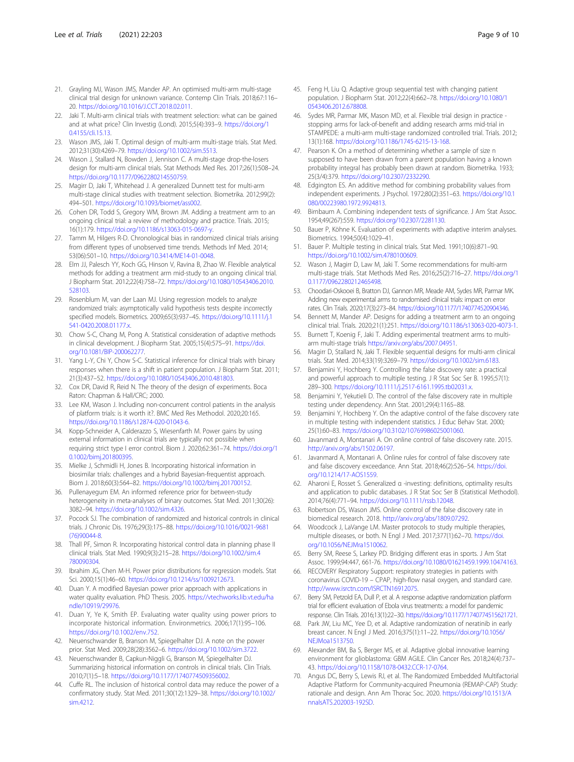21. Grayling MJ, Wason JMS, Mander AP. An optimised multi-arm multi-stage clinical trial design for unknown variance. Contemp Clin Trials. 2018;67:116–20. https://doi.org/10.1016/J.CCT.2018.02.011.
22. Jaki T. Multi-arm clinical trials with treatment selection: what can be gained and at what price? Clin Investig (Lond). 2015;5(4):393–9. https://doi.org/10.4155/cli.15.13.
23. Wason JMS, Jaki T. Optimal design of multi-arm multi-stage trials. Stat Med. 2012;31(30):4269–79. https://doi.org/10.1002/sim.5513.
24. Wason J, Stallard N, Bowden J, Jennison C. A multi-stage drop-the-losers design for multi-arm clinical trials. Stat Methods Med Res. 2017;26(1):508–24. https://doi.org/10.1177/0962280214550759.
25. Magirr D, Jaki T, Whitehead J. A generalized Dunnett test for multi-arm multi-stage clinical studies with treatment selection. Biometrika. 2012;99(2):494–501. https://doi.org/10.1093/biomet/ass002.
26. Cohen DR, Todd S, Gregory WM, Brown JM. Adding a treatment arm to an ongoing clinical trial: a review of methodology and practice. Trials. 2015;16(1):179. https://doi.org/10.1186/s13063-015-0697-y.
27. Tamm M, Hilgers R-D. Chronological bias in randomized clinical trials arising from different types of unobserved time trends. Methods Inf Med. 2014;53(06):501–10. https://doi.org/10.3414/ME14-01-0048.
28. Elm JJ, Palesch YY, Koch GG, Hinson V, Ravina B, Zhao W. Flexible analytical methods for adding a treatment arm mid-study to an ongoing clinical trial. J Biopharm Stat. 2012;22(4):758–72. https://doi.org/10.1080/10543406.2010.528103.
29. Rosenblum M, van der Laan MJ. Using regression models to analyze randomized trials: asymptotically valid hypothesis tests despite incorrectly specified models. Biometrics. 2009;65(3):937–45. https://doi.org/10.1111/j.1541-0420.2008.01177.x.
30. Chow S-C, Chang M, Pong A. Statistical consideration of adaptive methods in clinical development. J Biopharm Stat. 2005;15(4):575–91. https://doi.org/10.1081/BIP-200062277.
31. Yang L-Y, Chi Y, Chow S-C. Statistical inference for clinical trials with binary responses when there is a shift in patient population. J Biopharm Stat. 2011;21(3):437–52. https://doi.org/10.1080/10543406.2010.481803.
32. Cox DR, David R, Reid N. The theory of the design of experiments. Boca Raton: Chapman & Hall/CRC; 2000.
33. Lee KM, Wason J. Including non-concurrent control patients in the analysis of platform trials: is it worth it?. BMC Med Res Methodol. 2020;20:165. https://doi.org/10.1186/s12874-020-01043-6.
34. Kopp-Schneider A, Calderazzo S, Wiesenfarth M. Power gains by using external information in clinical trials are typically not possible when requiring strict type I error control. Biom J. 2020;62:361–74. https://doi.org/10.1002/bimj.201800395.
35. Mielke J, Schmidli H, Jones B. Incorporating historical information in biosimilar trials: challenges and a hybrid Bayesian-frequentist approach. Biom J. 2018;60(3):564–82. https://doi.org/10.1002/bimj.201700152.
36. Pullenayegum EM. An informed reference prior for between-study heterogeneity in meta-analyses of binary outcomes. Stat Med. 2011;30(26):3082–94. https://doi.org/10.1002/sim.4326.
37. Pocock SJ. The combination of randomized and historical controls in clinical trials. J Chronic Dis. 1976;29(3):175–88. https://doi.org/10.1016/0021-9681(76)90044-8.
38. Thall PF, Simon R. Incorporating historical control data in planning phase II clinical trials. Stat Med. 1990;9(3):215–28. https://doi.org/10.1002/sim.4780090304.
39. Ibrahim JG, Chen M-H. Power prior distributions for regression models. Stat Sci. 2000;15(1):46–60. https://doi.org/10.1214/ss/1009212673.
40. Duan Y. A modified Bayesian power prior approach with applications in water quality evaluation. PhD Thesis. 2005. https://vtechworks.lib.vt.edu/handle/10919/29976.
41. Duan Y, Ye K, Smith EP. Evaluating water quality using power priors to incorporate historical information. Environmetrics. 2006;17(1):95–106. https://doi.org/10.1002/env.752.
42. Neuenschwander B, Branson M, Spiegelhalter DJ. A note on the power prior. Stat Med. 2009;28(28):3562–6. https://doi.org/10.1002/sim.3722.
43. Neuenschwander B, Capkun-Niggli G, Branson M, Spiegelhalter DJ. Summarizing historical information on controls in clinical trials. Clin Trials. 2010;7(1):5–18. https://doi.org/10.1177/1740774509356002.
44. Cuffe RL. The inclusion of historical control data may reduce the power of a confirmatory study. Stat Med. 2011;30(12):1329–38. https://doi.org/10.1002/sim.4212.
45. Feng H, Liu Q. Adaptive group sequential test with changing patient population. J Biopharm Stat. 2012;22(4):662–78. https://doi.org/10.1080/10543406.2012.678808.
46. Sydes MR, Parmar MK, Mason MD, et al. Flexible trial design in practice - stopping arms for lack-of-benefit and adding research arms mid-trial in STAMPEDE: a multi-arm multi-stage randomized controlled trial. Trials. 2012;13(1):168. https://doi.org/10.1186/1745-6215-13-168.
47. Pearson K. On a method of determining whether a sample of size n supposed to have been drawn from a parent population having a known probability integral has probably been drawn at random. Biometrika. 1933;25(3/4):379. https://doi.org/10.2307/2332290.
48. Edgington ES. An additive method for combining probability values from independent experiments. J Psychol. 1972;80(2):351–63. https://doi.org/10.1080/00223980.1972.9924813.
49. Birnbaum A. Combining independent tests of significance. J Am Stat Assoc. 1954;49(267):559. https://doi.org/10.2307/2281130.
50. Bauer P, Köhne K. Evaluation of experiments with adaptive interim analyses. Biometrics. 1994;50(4):1029–41.
51. Bauer P. Multiple testing in clinical trials. Stat Med. 1991;10(6):871–90. https://doi.org/10.1002/sim.4780100609.
52. Wason J, Magirr D, Law M, Jaki T. Some recommendations for multi-arm multi-stage trials. Stat Methods Med Res. 2016;25(2):716–27. https://doi.org/10.1177/0962280212465498.
53. Choodari-Oskooei B, Bratton DJ, Gannon MR, Meade AM, Sydes MR, Parmar MK. Adding new experimental arms to randomised clinical trials: impact on error rates. Clin Trials. 2020;17(3):273–84. https://doi.org/10.1177/1740774520904346.
54. Bennett M, Mander AP. Designs for adding a treatment arm to an ongoing clinical trial. Trials. 2020;21(1):251. https://doi.org/10.1186/s13063-020-4073-1.
55. Burnett T, Koenig F, Jaki T. Adding experimental treatment arms to multi-arm multi-stage trials https://arxiv.org/abs/2007.04951.
56. Magirr D, Stallard N, Jaki T. Flexible sequential designs for multi-arm clinical trials. Stat Med. 2014;33(19):3269–79. https://doi.org/10.1002/sim.6183.
57. Benjamini Y, Hochberg Y. Controlling the false discovery rate: a practical and powerful approach to multiple testing. J R Stat Soc Ser B. 1995;57(1):289–300. https://doi.org/10.1111/j.2517-6161.1995.tb02031.x.
58. Benjamini Y, Yekutieli D. The control of the false discovery rate in multiple testing under dependency. Ann Stat. 2001;29(4):1165–88.
59. Benjamini Y, Hochberg Y. On the adaptive control of the false discovery rate in multiple testing with independent statistics. J Educ Behav Stat. 2000;25(1):60–83. https://doi.org/10.3102/10769986025001060.
60. Javanmard A, Montanari A. On online control of false discovery rate. 2015. http://arxiv.org/abs/1502.06197.
61. Javanmard A, Montanari A. Online rules for control of false discovery rate and false discovery exceedance. Ann Stat. 2018;46(2):526–54. https://doi.org/10.1214/17-AOS1559.
62. Aharoni E, Rosset S. Generalized α -investing: definitions, optimality results and application to public databases. J R Stat Soc Ser B (Statistical Methodol). 2014;76(4):771–94. https://doi.org/10.1111/rssb.12048.
63. Robertson DS, Wason JMS. Online control of the false discovery rate in biomedical research. 2018. http://arxiv.org/abs/1809.07292.
64. Woodcock J, LaVange LM. Master protocols to study multiple therapies, multiple diseases, or both. N Engl J Med. 2017;377(1):62–70. https://doi.org/10.1056/NEJMra1510062.
65. Berry SM, Reese S, Larkey PD. Bridging different eras in sports. J Am Stat Assoc. 1999;94:447, 661-76. https://doi.org/10.1080/01621459.1999.10474163.
66. RECOVERY Respiratory Support: respiratory strategies in patients with coronavirus COVID-19 – CPAP, high-flow nasal oxygen, and standard care. http://www.isrctn.com/ISRCTN16912075.
67. Berry SM, Petzold EA, Dull P, et al. A response adaptive randomization platform trial for efficient evaluation of Ebola virus treatments: a model for pandemic response. Clin Trials. 2016;13(1):22–30. https://doi.org/10.1177/1740774515621721.
68. Park JW, Liu MC, Yee D, et al. Adaptive randomization of neratinib in early breast cancer. N Engl J Med. 2016;375(1):11–22. https://doi.org/10.1056/NEJMoa1513750.
69. Alexander BM, Ba S, Berger MS, et al. Adaptive global innovative learning environment for glioblastoma: GBM AGILE. Clin Cancer Res. 2018;24(4):737–43. https://doi.org/10.1158/1078-0432.CCR-17-0764.
70. Angus DC, Berry S, Lewis RJ, et al. The Randomized Embedded Multifactorial Adaptive Platform for Community-acquired Pneumonia (REMAP-CAP) Study: rationale and design. Ann Am Thorac Soc. 2020. https://doi.org/10.1513/AnnalsATS.202003-192SD.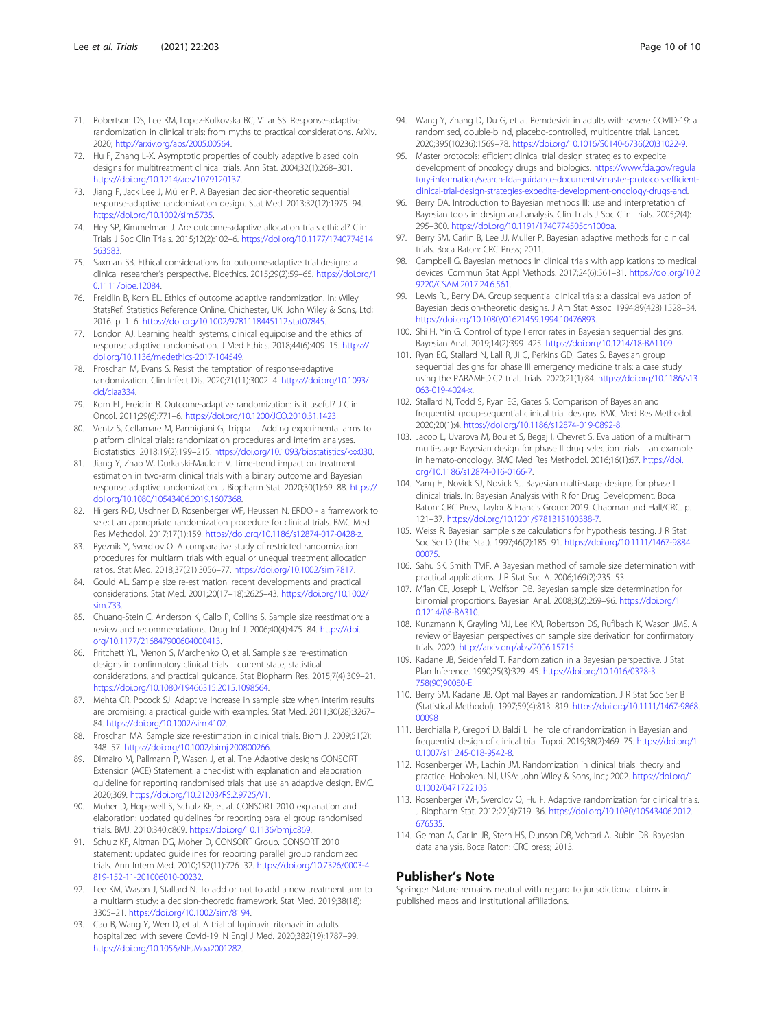71. Robertson DS, Lee KM, Lopez-Kolkovska BC, Villar SS. Response-adaptive randomization in clinical trials: from myths to practical considerations. ArXiv. 2020; http://arxiv.org/abs/2005.00564.
72. Hu F, Zhang L-X. Asymptotic properties of doubly adaptive biased coin designs for multitreatment clinical trials. Ann Stat. 2004;32(1):268–301. https://doi.org/10.1214/aos/1079120137.
73. Jiang F, Jack Lee J, Müller P. A Bayesian decision-theoretic sequential response-adaptive randomization design. Stat Med. 2013;32(12):1975–94. https://doi.org/10.1002/sim.5735.
74. Hey SP, Kimmelman J. Are outcome-adaptive allocation trials ethical? Clin Trials J Soc Clin Trials. 2015;12(2):102–6. https://doi.org/10.1177/1740774514563583.
75. Saxman SB. Ethical considerations for outcome-adaptive trial designs: a clinical researcher's perspective. Bioethics. 2015;29(2):59–65. https://doi.org/10.1111/bioe.12084.
76. Freidlin B, Korn EL. Ethics of outcome adaptive randomization. In: Wiley StatsRef: Statistics Reference Online. Chichester, UK: John Wiley & Sons, Ltd; 2016. p. 1–6. https://doi.org/10.1002/9781118445112.stat07845.
77. London AJ. Learning health systems, clinical equipoise and the ethics of response adaptive randomisation. J Med Ethics. 2018;44(6):409–15. https://doi.org/10.1136/medethics-2017-104549.
78. Proschan M, Evans S. Resist the temptation of response-adaptive randomization. Clin Infect Dis. 2020;71(11):3002–4. https://doi.org/10.1093/cid/ciaa334.
79. Korn EL, Freidlin B. Outcome-adaptive randomization: is it useful? J Clin Oncol. 2011;29(6):771–6. https://doi.org/10.1200/JCO.2010.31.1423.
80. Ventz S, Cellamare M, Parmigiani G, Trippa L. Adding experimental arms to platform clinical trials: randomization procedures and interim analyses. Biostatistics. 2018;19(2):199–215. https://doi.org/10.1093/biostatistics/kxx030.
81. Jiang Y, Zhao W, Durkalski-Mauldin V. Time-trend impact on treatment estimation in two-arm clinical trials with a binary outcome and Bayesian response adaptive randomization. J Biopharm Stat. 2020;30(1):69–88. https://doi.org/10.1080/10543406.2019.1607368.
82. Hilgers R-D, Uschner D, Rosenberger WF, Heussen N. ERDO - a framework to select an appropriate randomization procedure for clinical trials. BMC Med Res Methodol. 2017;17(1):159. https://doi.org/10.1186/s12874-017-0428-z.
83. Ryeznik Y, Sverdlov O. A comparative study of restricted randomization procedures for multiarm trials with equal or unequal treatment allocation ratios. Stat Med. 2018;37(21):3056–77. https://doi.org/10.1002/sim.7817.
84. Gould AL. Sample size re-estimation: recent developments and practical considerations. Stat Med. 2001;20(17–18):2625–43. https://doi.org/10.1002/sim.733.
85. Chuang-Stein C, Anderson K, Gallo P, Collins S. Sample size reestimation: a review and recommendations. Drug Inf J. 2006;40(4):475–84. https://doi.org/10.1177/216847900604000413.
86. Pritchett YL, Menon S, Marchenko O, et al. Sample size re-estimation designs in confirmatory clinical trials—current state, statistical considerations, and practical guidance. Stat Biopharm Res. 2015;7(4):309–21. https://doi.org/10.1080/19466315.2015.1098564.
87. Mehta CR, Pocock SJ. Adaptive increase in sample size when interim results are promising: a practical guide with examples. Stat Med. 2011;30(28):3267–84. https://doi.org/10.1002/sim.4102.
88. Proschan MA. Sample size re-estimation in clinical trials. Biom J. 2009;51(2):348–57. https://doi.org/10.1002/bimj.200800266.
89. Dimairo M, Pallmann P, Wason J, et al. The Adaptive designs CONSORT Extension (ACE) Statement: a checklist with explanation and elaboration guideline for reporting randomised trials that use an adaptive design. BMC. 2020;369. https://doi.org/10.21203/RS.2.9725/V1.
90. Moher D, Hopewell S, Schulz KF, et al. CONSORT 2010 explanation and elaboration: updated guidelines for reporting parallel group randomised trials. BMJ. 2010;340:c869. https://doi.org/10.1136/bmj.c869.
91. Schulz KF, Altman DG, Moher D, CONSORT Group. CONSORT 2010 statement: updated guidelines for reporting parallel group randomized trials. Ann Intern Med. 2010;152(11):726–32. https://doi.org/10.7326/0003-4819-152-11-201006010-00232.
92. Lee KM, Wason J, Stallard N. To add or not to add a new treatment arm to a multiarm study: a decision-theoretic framework. Stat Med. 2019;38(18):3305–21. https://doi.org/10.1002/sim/8194.
93. Cao B, Wang Y, Wen D, et al. A trial of lopinavir–ritonavir in adults hospitalized with severe Covid-19. N Engl J Med. 2020;382(19):1787–99. https://doi.org/10.1056/NEJMoa2001282.
94. Wang Y, Zhang D, Du G, et al. Remdesivir in adults with severe COVID-19: a randomised, double-blind, placebo-controlled, multicentre trial. Lancet. 2020;395(10236):1569–78. https://doi.org/10.1016/S0140-6736(20)31022-9.
95. Master protocols: efficient clinical trial design strategies to expedite development of oncology drugs and biologics. https://www.fda.gov/regulatory-information/search-fda-guidance-documents/master-protocols-efficient-clinical-trial-design-strategies-expedite-development-oncology-drugs-and.
96. Berry DA. Introduction to Bayesian methods III: use and interpretation of Bayesian tools in design and analysis. Clin Trials J Soc Clin Trials. 2005;2(4):295–300. https://doi.org/10.1191/1740774505cn100oa.
97. Berry SM, Carlin B, Lee JJ, Muller P. Bayesian adaptive methods for clinical trials. Boca Raton: CRC Press; 2011.
98. Campbell G. Bayesian methods in clinical trials with applications to medical devices. Commun Stat Appl Methods. 2017;24(6):561–81. https://doi.org/10.29220/CSAM.2017.24.6.561.
99. Lewis RJ, Berry DA. Group sequential clinical trials: a classical evaluation of Bayesian decision-theoretic designs. J Am Stat Assoc. 1994;89(428):1528–34. https://doi.org/10.1080/01621459.1994.10476893.
100. Shi H, Yin G. Control of type I error rates in Bayesian sequential designs. Bayesian Anal. 2019;14(2):399–425. https://doi.org/10.1214/18-BA1109.
101. Ryan EG, Stallard N, Lall R, Ji C, Perkins GD, Gates S. Bayesian group sequential designs for phase III emergency medicine trials: a case study using the PARAMEDIC2 trial. Trials. 2020;21(1):84. https://doi.org/10.1186/s13063-019-4024-x.
102. Stallard N, Todd S, Ryan EG, Gates S. Comparison of Bayesian and frequentist group-sequential clinical trial designs. BMC Med Res Methodol. 2020;20(1):4. https://doi.org/10.1186/s12874-019-0892-8.
103. Jacob L, Uvarova M, Boulet S, Begaj I, Chevret S. Evaluation of a multi-arm multi-stage Bayesian design for phase II drug selection trials – an example in hemato-oncology. BMC Med Res Methodol. 2016;16(1):67. https://doi.org/10.1186/s12874-016-0166-7.
104. Yang H, Novick SJ, Novick SJ. Bayesian multi-stage designs for phase II clinical trials. In: Bayesian Analysis with R for Drug Development. Boca Raton: CRC Press, Taylor & Francis Group; 2019. Chapman and Hall/CRC. p. 121–37. https://doi.org/10.1201/9781315100388-7.
105. Weiss R. Bayesian sample size calculations for hypothesis testing. J R Stat Soc Ser D (The Stat). 1997;46(2):185–91. https://doi.org/10.1111/1467-9884.00075.
106. Sahu SK, Smith TMF. A Bayesian method of sample size determination with practical applications. J R Stat Soc A. 2006;169(2):235–53.
107. M'lan CE, Joseph L, Wolfson DB. Bayesian sample size determination for binomial proportions. Bayesian Anal. 2008;3(2):269–96. https://doi.org/10.1214/08-BA310.
108. Kunzmann K, Grayling MJ, Lee KM, Robertson DS, Rufibach K, Wason JMS. A review of Bayesian perspectives on sample size derivation for confirmatory trials. 2020. http://arxiv.org/abs/2006.15715.
109. Kadane JB, Seidenfeld T. Randomization in a Bayesian perspective. J Stat Plan Inference. 1990;25(3):329–45. https://doi.org/10.1016/0378-3758(90)90080-E.
110. Berry SM, Kadane JB. Optimal Bayesian randomization. J R Stat Soc Ser B (Statistical Methodol). 1997;59(4):813–819. https://doi.org/10.1111/1467-9868.00098
111. Berchialla P, Gregori D, Baldi I. The role of randomization in Bayesian and frequentist design of clinical trial. Topoi. 2019;38(2):469–75. https://doi.org/10.1007/s11245-018-9542-8.
112. Rosenberger WF, Lachin JM. Randomization in clinical trials: theory and practice. Hoboken, NJ, USA: John Wiley & Sons, Inc.; 2002. https://doi.org/10.1002/0471722103.
113. Rosenberger WF, Sverdlov O, Hu F. Adaptive randomization for clinical trials. J Biopharm Stat. 2012;22(4):719–36. https://doi.org/10.1080/10543406.2012.676535.
114. Gelman A, Carlin JB, Stern HS, Dunson DB, Vehtari A, Rubin DB. Bayesian data analysis. Boca Raton: CRC press; 2013.

## Publisher's Note

Springer Nature remains neutral with regard to jurisdictional claims in published maps and institutional affiliations.